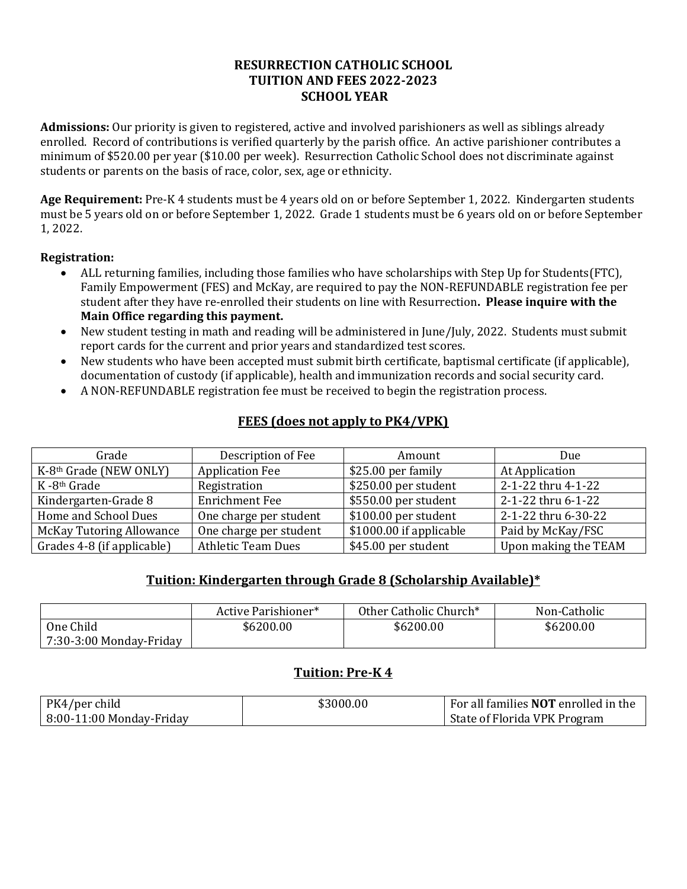# RESURRECTION CATHOLIC SCHOOL
# TUITION AND FEES 2022-2023
# SCHOOL YEAR

**Admissions:** Our priority is given to registered, active and involved parishioners as well as siblings already enrolled. Record of contributions is verified quarterly by the parish office. An active parishioner contributes a minimum of $520.00 per year ($10.00 per week). Resurrection Catholic School does not discriminate against students or parents on the basis of race, color, sex, age or ethnicity.

**Age Requirement:** Pre-K 4 students must be 4 years old on or before September 1, 2022. Kindergarten students must be 5 years old on or before September 1, 2022. Grade 1 students must be 6 years old on or before September 1, 2022.

**Registration:**

- ALL returning families, including those families who have scholarships with Step Up for Students(FTC), Family Empowerment (FES) and McKay, are required to pay the NON-REFUNDABLE registration fee per student after they have re-enrolled their students on line with Resurrection**. Please inquire with the Main Office regarding this payment.**
- New student testing in math and reading will be administered in June/July, 2022. Students must submit report cards for the current and prior years and standardized test scores.
- New students who have been accepted must submit birth certificate, baptismal certificate (if applicable), documentation of custody (if applicable), health and immunization records and social security card.
- A NON-REFUNDABLE registration fee must be received to begin the registration process.

## FEES (does not apply to PK4/VPK)

| Grade | Description of Fee | Amount | Due |
|---|---|---|---|
| K-8th Grade (NEW ONLY) | Application Fee | $25.00 per family | At Application |
| K -8th Grade | Registration | $250.00 per student | 2-1-22 thru 4-1-22 |
| Kindergarten-Grade 8 | Enrichment Fee | $550.00 per student | 2-1-22 thru 6-1-22 |
| Home and School Dues | One charge per student | $100.00 per student | 2-1-22 thru 6-30-22 |
| McKay Tutoring Allowance | One charge per student | $1000.00 if applicable | Paid by McKay/FSC |
| Grades 4-8 (if applicable) | Athletic Team Dues | $45.00 per student | Upon making the TEAM |

## Tuition: Kindergarten through Grade 8 (Scholarship Available)*

| | Active Parishioner* | Other Catholic Church* | Non-Catholic |
|---|---|---|---|
| One Child 7:30-3:00 Monday-Friday | $6200.00 | $6200.00 | $6200.00 |

## Tuition: Pre-K 4

| PK4/per child 8:00-11:00 Monday-Friday | $3000.00 | For all families **NOT** enrolled in the State of Florida VPK Program |
|---|---|---|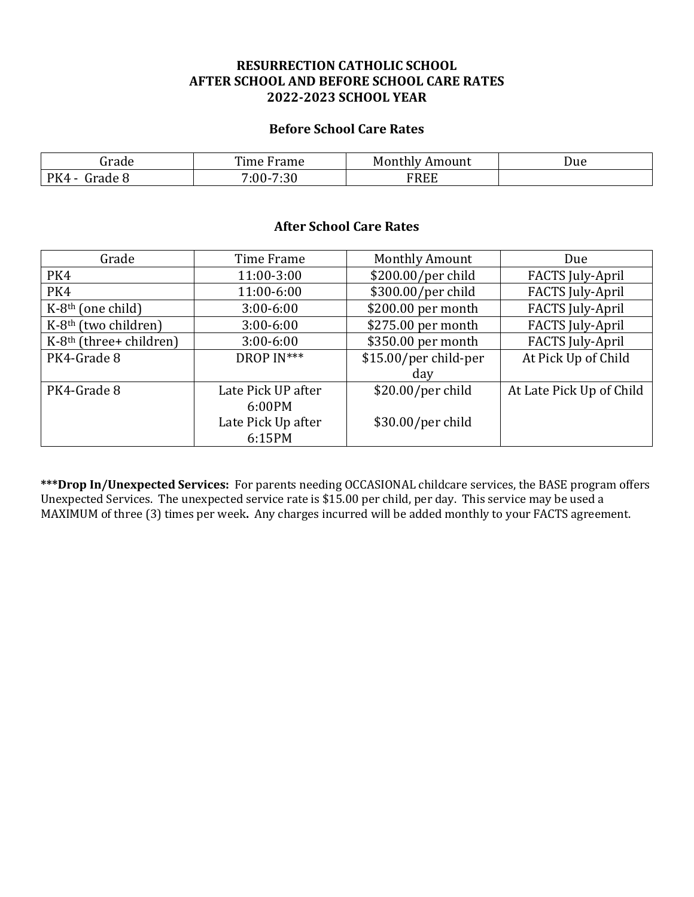# RESURRECTION CATHOLIC SCHOOL
# AFTER SCHOOL AND BEFORE SCHOOL CARE RATES
# 2022-2023 SCHOOL YEAR

## Before School Care Rates

| Grade | Time Frame | Monthly Amount | Due |
|---|---|---|---|
| PK4 - Grade 8 | 7:00-7:30 | FREE | |

## After School Care Rates

| Grade | Time Frame | Monthly Amount | Due |
|---|---|---|---|
| PK4 | 11:00-3:00 | $200.00/per child | FACTS July-April |
| PK4 | 11:00-6:00 | $300.00/per child | FACTS July-April |
| K-8th (one child) | 3:00-6:00 | $200.00 per month | FACTS July-April |
| K-8th (two children) | 3:00-6:00 | $275.00 per month | FACTS July-April |
| K-8th (three+ children) | 3:00-6:00 | $350.00 per month | FACTS July-April |
| PK4-Grade 8 | DROP IN*** | $15.00/per child-per day | At Pick Up of Child |
| PK4-Grade 8 | Late Pick UP after 6:00PM<br>Late Pick Up after 6:15PM | $20.00/per child<br>$30.00/per child | At Late Pick Up of Child |

***Drop In/Unexpected Services:** For parents needing OCCASIONAL childcare services, the BASE program offers Unexpected Services. The unexpected service rate is $15.00 per child, per day. This service may be used a MAXIMUM of three (3) times per week. Any charges incurred will be added monthly to your FACTS agreement.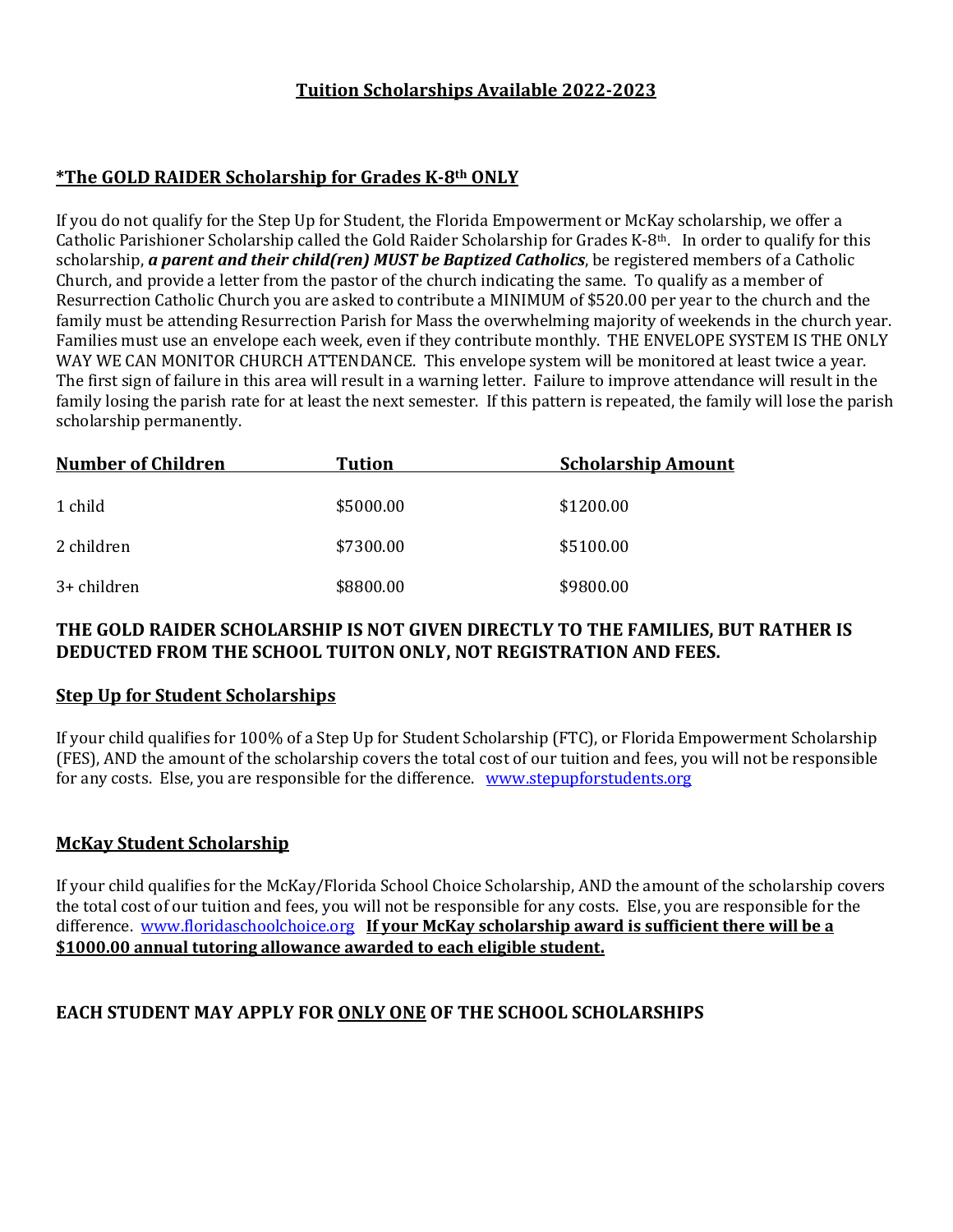## **Tuition Scholarships Available 2022-2023**

### ***The GOLD RAIDER Scholarship for Grades K-8th ONLY**

If you do not qualify for the Step Up for Student, the Florida Empowerment or McKay scholarship, we offer a Catholic Parishioner Scholarship called the Gold Raider Scholarship for Grades K-8th. In order to qualify for this scholarship, ***a parent and their child(ren) MUST be Baptized Catholics***, be registered members of a Catholic Church, and provide a letter from the pastor of the church indicating the same. To qualify as a member of Resurrection Catholic Church you are asked to contribute a MINIMUM of $520.00 per year to the church and the family must be attending Resurrection Parish for Mass the overwhelming majority of weekends in the church year. Families must use an envelope each week, even if they contribute monthly. THE ENVELOPE SYSTEM IS THE ONLY WAY WE CAN MONITOR CHURCH ATTENDANCE. This envelope system will be monitored at least twice a year. The first sign of failure in this area will result in a warning letter. Failure to improve attendance will result in the family losing the parish rate for at least the next semester. If this pattern is repeated, the family will lose the parish scholarship permanently.

| Number of Children | Tution | Scholarship Amount |
|---|---|---|
| 1 child | $5000.00 | $1200.00 |
| 2 children | $7300.00 | $5100.00 |
| 3+ children | $8800.00 | $9800.00 |

**THE GOLD RAIDER SCHOLARSHIP IS NOT GIVEN DIRECTLY TO THE FAMILIES, BUT RATHER IS DEDUCTED FROM THE SCHOOL TUITON ONLY, NOT REGISTRATION AND FEES.**

### **Step Up for Student Scholarships**

If your child qualifies for 100% of a Step Up for Student Scholarship (FTC), or Florida Empowerment Scholarship (FES), AND the amount of the scholarship covers the total cost of our tuition and fees, you will not be responsible for any costs. Else, you are responsible for the difference. www.stepupforstudents.org

### **McKay Student Scholarship**

If your child qualifies for the McKay/Florida School Choice Scholarship, AND the amount of the scholarship covers the total cost of our tuition and fees, you will not be responsible for any costs. Else, you are responsible for the difference. www.floridaschoolchoice.org **If your McKay scholarship award is sufficient there will be a $1000.00 annual tutoring allowance awarded to each eligible student.**

**EACH STUDENT MAY APPLY FOR ONLY ONE OF THE SCHOOL SCHOLARSHIPS**